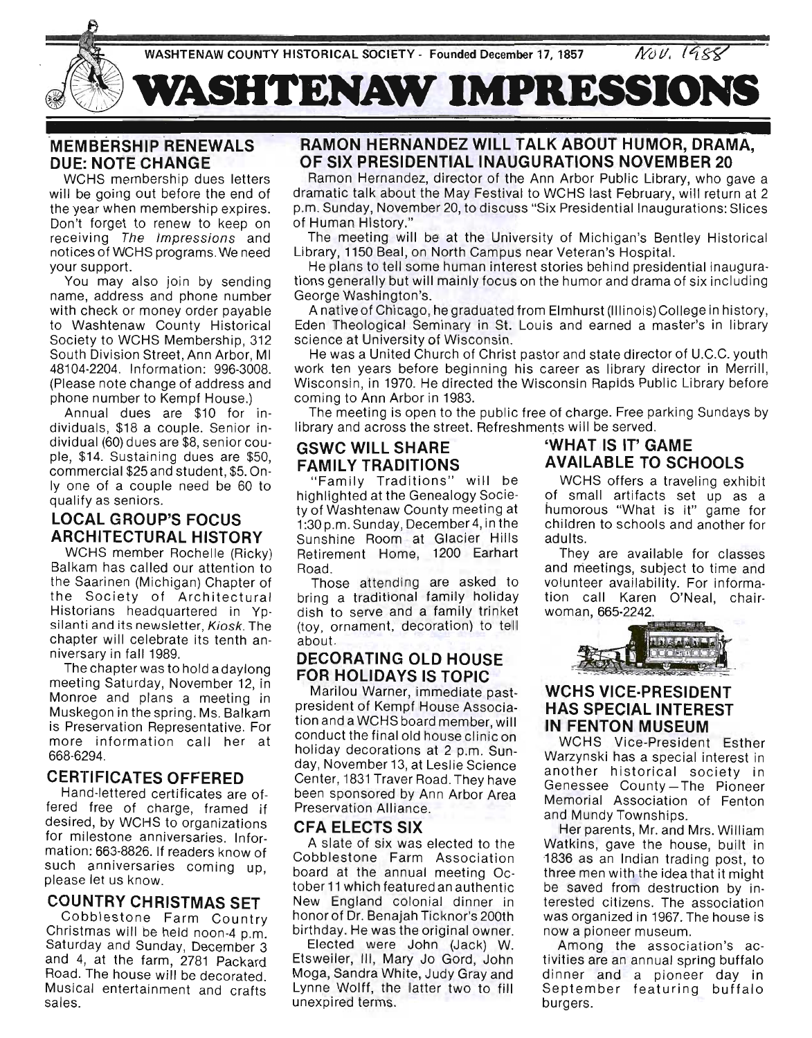WASHTENAW COUNTY HISTORICAL SOCIETY - Founded December 17, 1857 Nov. 1988

# WASHTENAW IMPRESSIONS

## MEMBERSHIP RENEWALS DUE: NOTE CHANGE

WCHS membership dues letters will be going out before the end of the year when membership expires. Don't forget to renew to keep on receiving *The Impressions* and notices of WCHS programs. We need your support.

You may also join by sending name, address and phone number with check or money order payable to Washtenaw County Historical Society to WCHS Membership, 312 South Division Street, Ann Arbor, MI 48104-2204. Information: 996-3008. (Please note change of address and phone number to Kempf House.)

Annual dues are $10 for individuals, $18 a couple. Senior individual (60) dues are $8, senior couple, $14. Sustaining dues are $50, commercial $25 and student, $5. Only one of a couple need be 60 to qualify as seniors.

## LOCAL GROUP'S FOCUS ARCHITECTURAL HISTORY

WCHS member Rochelle (Ricky) Balkam has called our attention to the Saarinen (Michigan) Chapter of the Society of Architectural Historians headquartered in Ypsilanti and its newsletter, *Kiosk*. The chapter will celebrate its tenth anniversary in fall 1989.

The chapter was to hold a daylong meeting Saturday, November 12, in Monroe and plans a meeting in Muskegon in the spring. Ms. Balkam is Preservation Representative. For more information call her at 668-6294.

## CERTIFICATES OFFERED

Hand-lettered certificates are offered free of charge, framed if desired, by WCHS to organizations for milestone anniversaries. Information: 663-8826. If readers know of such anniversaries coming up, please let us know.

## COUNTRY CHRISTMAS SET

Cobblestone Farm Country Christmas will be held noon-4 p.m. Saturday and Sunday, December 3 and 4, at the farm, 2781 Packard Road. The house will be decorated. Musical entertainment and crafts sales.

## RAMON HERNANDEZ WILL TALK ABOUT HUMOR, DRAMA, OF SIX PRESIDENTIAL INAUGURATIONS NOVEMBER 20

Ramon Hernandez, director of the Ann Arbor Public Library, who gave a dramatic talk about the May Festival to WCHS last February, will return at 2 p.m. Sunday, November 20, to discuss "Six Presidential Inaugurations: Slices of Human History."

The meeting will be at the University of Michigan's Bentley Historical Library, 1150 Beal, on North Campus near Veteran's Hospital.

He plans to tell some human interest stories behind presidential inaugurations generally but will mainly focus on the humor and drama of six including George Washington's.

A native of Chicago, he graduated from Elmhurst (Illinois) College in history, Eden Theological Seminary in St. Louis and earned a master's in library science at University of Wisconsin.

He was a United Church of Christ pastor and state director of U.C.C. youth work ten years before beginning his career as library director in Merrill, Wisconsin, in 1970. He directed the Wisconsin Rapids Public Library before coming to Ann Arbor in 1983.

The meeting is open to the public free of charge. Free parking Sundays by library and across the street. Refreshments will be served.

## GSWC WILL SHARE FAMILY TRADITIONS

"Family Traditions" will be highlighted at the Genealogy Society of Washtenaw County meeting at 1:30 p.m. Sunday, December 4, in the Sunshine Room at Glacier Hills Retirement Home, 1200 Earhart Road.

Those attending are asked to bring a traditional family holiday dish to serve and a family trinket (toy, ornament, decoration) to tell about.

## DECORATING OLD HOUSE FOR HOLIDAYS IS TOPIC

Marilou Warner, immediate past-president of Kempf House Association and a WCHS board member, will conduct the final old house clinic on holiday decorations at 2 p.m. Sunday, November 13, at Leslie Science Center, 1831 Traver Road. They have been sponsored by Ann Arbor Area Preservation Alliance.

## CFA ELECTS SIX

A slate of six was elected to the Cobblestone Farm Association board at the annual meeting October 11 which featured an authentic New England colonial dinner in honor of Dr. Benajah Ticknor's 200th birthday. He was the original owner.

Elected were John (Jack) W. Etsweiler, III, Mary Jo Gord, John Moga, Sandra White, Judy Gray and Lynne Wolff, the latter two to fill unexpired terms.

## 'WHAT IS IT' GAME AVAILABLE TO SCHOOLS

WCHS offers a traveling exhibit of small artifacts set up as a humorous "What is it" game for children to schools and another for adults.

They are available for classes and meetings, subject to time and volunteer availability. For information call Karen O'Neal, chairwoman, 665-2242.

## WCHS VICE-PRESIDENT HAS SPECIAL INTEREST IN FENTON MUSEUM

WCHS Vice-President Esther Warzynski has a special interest in another historical society in Genessee County—The Pioneer Memorial Association of Fenton and Mundy Townships.

Her parents, Mr. and Mrs. William Watkins, gave the house, built in 1836 as an Indian trading post, to three men with the idea that it might be saved from destruction by interested citizens. The association was organized in 1967. The house is now a pioneer museum.

Among the association's activities are an annual spring buffalo dinner and a pioneer day in September featuring buffalo burgers.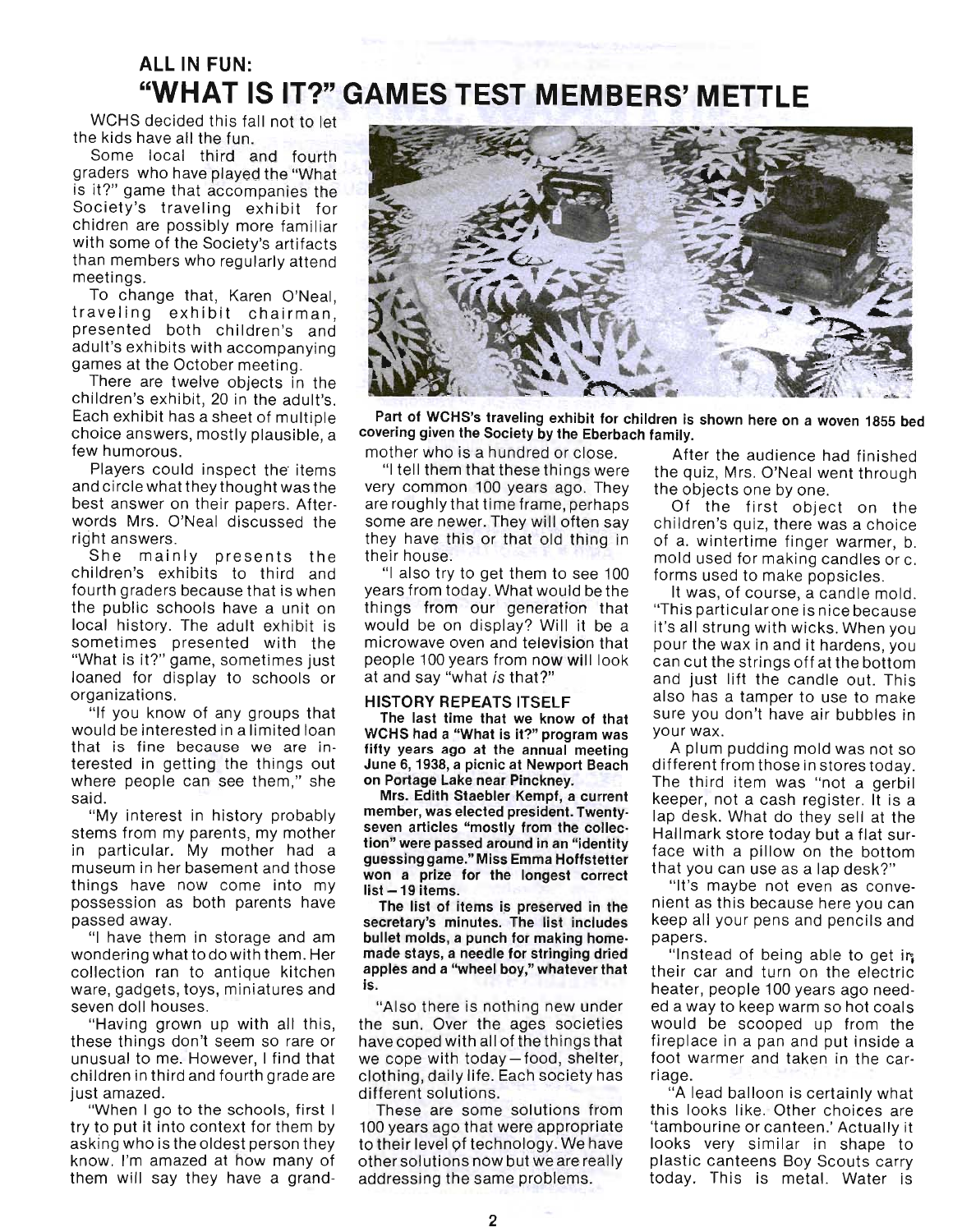## ALL IN FUN:

# "WHAT IS IT?" GAMES TEST MEMBERS' METTLE

WCHS decided this fall not to let the kids have all the fun.

Some local third and fourth graders who have played the "What is it?" game that accompanies the Society's traveling exhibit for chidren are possibly more familiar with some of the Society's artifacts than members who regularly attend meetings.

To change that, Karen O'Neal, traveling exhibit chairman, presented both children's and adult's exhibits with accompanying games at the October meeting.

There are twelve objects in the children's exhibit, 20 in the adult's. Each exhibit has a sheet of multiple choice answers, mostly plausible, a few humorous.

Players could inspect the items and circle what they thought was the best answer on their papers. Afterwords Mrs. O'Neal discussed the right answers.

She mainly presents the children's exhibits to third and fourth graders because that is when the public schools have a unit on local history. The adult exhibit is sometimes presented with the "What is it?" game, sometimes just loaned for display to schools or organizations.

"If you know of any groups that would be interested in a limited loan that is fine because we are interested in getting the things out where people can see them," she said.

"My interest in history probably stems from my parents, my mother in particular. My mother had a museum in her basement and those things have now come into my possession as both parents have passed away.

"I have them in storage and am wondering what to do with them. Her collection ran to antique kitchen ware, gadgets, toys, miniatures and seven doll houses.

"Having grown up with all this, these things don't seem so rare or unusual to me. However, I find that children in third and fourth grade are just amazed.

"When I go to the schools, first I try to put it into context for them by asking who is the oldest person they know. I'm amazed at how many of them will say they have a grandmother who is a hundred or close.

"I tell them that these things were very common 100 years ago. They are roughly that time frame, perhaps some are newer. They will often say they have this or that old thing in their house.

"I also try to get them to see 100 years from today. What would be the things from our generation that would be on display? Will it be a microwave oven and television that people 100 years from now will look at and say "what *is* that?"

**Part of WCHS's traveling exhibit for children is shown here on a woven 1855 bed covering given the Society by the Eberbach family.**

### HISTORY REPEATS ITSELF

**The last time that we know of that WCHS had a "What is it?" program was fifty years ago at the annual meeting June 6, 1938, a picnic at Newport Beach on Portage Lake near Pinckney.**

**Mrs. Edith Staebler Kempf, a current member, was elected president. Twenty-seven articles "mostly from the collection" were passed around in an "identity guessing game." Miss Emma Hoffstetter won a prize for the longest correct list – 19 items.**

**The list of items is preserved in the secretary's minutes. The list includes bullet molds, a punch for making homemade stays, a needle for stringing dried apples and a "wheel boy," whatever that is.**

"Also there is nothing new under the sun. Over the ages societies have coped with all of the things that we cope with today – food, shelter, clothing, daily life. Each society has different solutions.

These are some solutions from 100 years ago that were appropriate to their level of technology. We have other solutions now but we are really addressing the same problems.

After the audience had finished the quiz, Mrs. O'Neal went through the objects one by one.

Of the first object on the children's quiz, there was a choice of a. wintertime finger warmer, b. mold used for making candles or c. forms used to make popsicles.

It was, of course, a candle mold. "This particular one is nice because it's all strung with wicks. When you pour the wax in and it hardens, you can cut the strings off at the bottom and just lift the candle out. This also has a tamper to use to make sure you don't have air bubbles in your wax.

A plum pudding mold was not so different from those in stores today. The third item was "not a gerbil keeper, not a cash register. It is a lap desk. What do they sell at the Hallmark store today but a flat surface with a pillow on the bottom that you can use as a lap desk?"

"It's maybe not even as convenient as this because here you can keep all your pens and pencils and papers.

"Instead of being able to get in their car and turn on the electric heater, people 100 years ago needed a way to keep warm so hot coals would be scooped up from the fireplace in a pan and put inside a foot warmer and taken in the carriage.

"A lead balloon is certainly what this looks like. Other choices are 'tambourine or canteen.' Actually it looks very similar in shape to plastic canteens Boy Scouts carry today. This is metal. Water is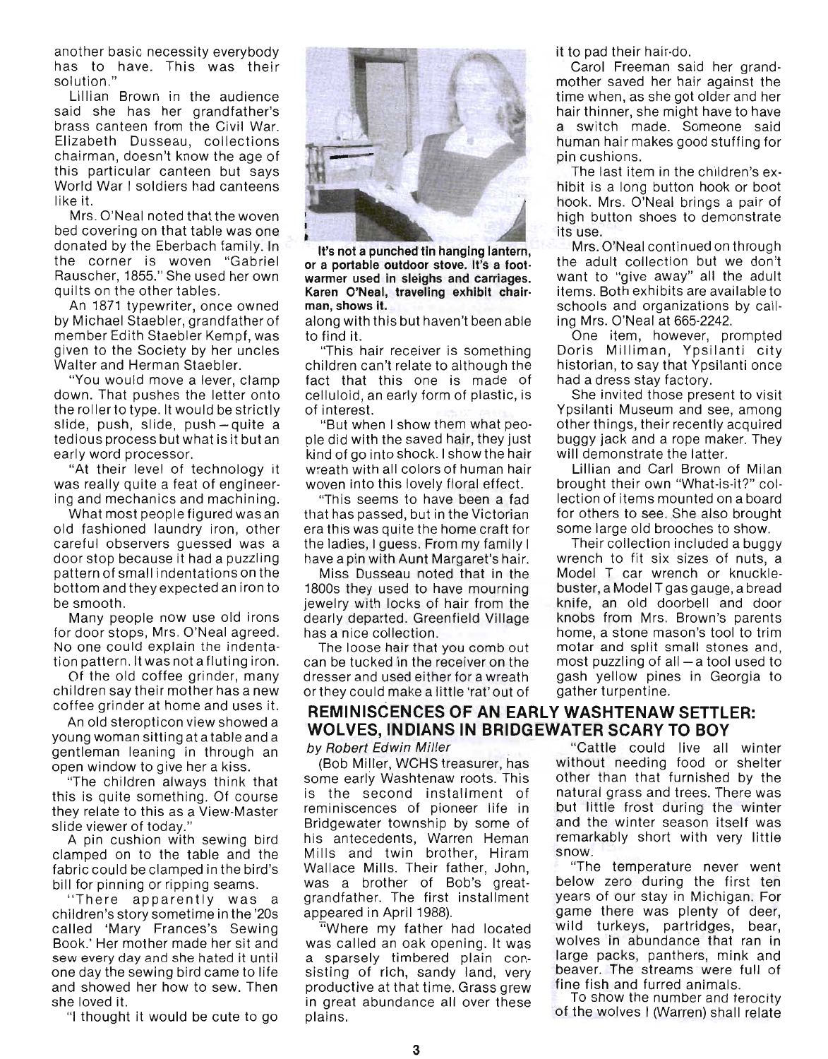another basic necessity everybody has to have. This was their solution."

Lillian Brown in the audience said she has her grandfather's brass canteen from the Civil War. Elizabeth Dusseau, collections chairman, doesn't know the age of this particular canteen but says World War I soldiers had canteens like it.

Mrs. O'Neal noted that the woven bed covering on that table was one donated by the Eberbach family. In the corner is woven "Gabriel Rauscher, 1855." She used her own quilts on the other tables.

An 1871 typewriter, once owned by Michael Staebler, grandfather of member Edith Staebler Kempf, was given to the Society by her uncles Walter and Herman Staebler.

"You would move a lever, clamp down. That pushes the letter onto the roller to type. It would be strictly slide, push, slide, push—quite a tedious process but what is it but an early word processor.

"At their level of technology it was really quite a feat of engineering and mechanics and machining.

What most people figured was an old fashioned laundry iron, other careful observers guessed was a door stop because it had a puzzling pattern of small indentations on the bottom and they expected an iron to be smooth.

Many people now use old irons for door stops, Mrs. O'Neal agreed. No one could explain the indentation pattern. It was not a fluting iron.

Of the old coffee grinder, many children say their mother has a new coffee grinder at home and uses it.

An old steropticon view showed a young woman sitting at a table and a gentleman leaning in through an open window to give her a kiss.

"The children always think that this is quite something. Of course they relate to this as a View-Master slide viewer of today."

A pin cushion with sewing bird clamped on to the table and the fabric could be clamped in the bird's bill for pinning or ripping seams.

"There apparently was a children's story sometime in the '20s called 'Mary Frances's Sewing Book.' Her mother made her sit and sew every day and she hated it until one day the sewing bird came to life and showed her how to sew. Then she loved it.

"I thought it would be cute to go along with this but haven't been able to find it.

**It's not a punched tin hanging lantern, or a portable outdoor stove. It's a foot-warmer used in sleighs and carriages. Karen O'Neal, traveling exhibit chairman, shows it.**

"This hair receiver is something children can't relate to although the fact that this one is made of celluloid, an early form of plastic, is of interest.

"But when I show them what people did with the saved hair, they just kind of go into shock. I show the hair wreath with all colors of human hair woven into this lovely floral effect.

"This seems to have been a fad that has passed, but in the Victorian era this was quite the home craft for the ladies, I guess. From my family I have a pin with Aunt Margaret's hair.

Miss Dusseau noted that in the 1800s they used to have mourning jewelry with locks of hair from the dearly departed. Greenfield Village has a nice collection.

The loose hair that you comb out can be tucked in the receiver on the dresser and used either for a wreath or they could make a little 'rat' out of it to pad their hair-do.

Carol Freeman said her grandmother saved her hair against the time when, as she got older and her hair thinner, she might have to have a switch made. Someone said human hair makes good stuffing for pin cushions.

The last item in the children's exhibit is a long button hook or boot hook. Mrs. O'Neal brings a pair of high button shoes to demonstrate its use.

Mrs. O'Neal continued on through the adult collection but we don't want to "give away" all the adult items. Both exhibits are available to schools and organizations by calling Mrs. O'Neal at 665-2242.

One item, however, prompted Doris Milliman, Ypsilanti city historian, to say that Ypsilanti once had a dress stay factory.

She invited those present to visit Ypsilanti Museum and see, among other things, their recently acquired buggy jack and a rope maker. They will demonstrate the latter.

Lillian and Carl Brown of Milan brought their own "What-is-it?" collection of items mounted on a board for others to see. She also brought some large old brooches to show.

Their collection included a buggy wrench to fit six sizes of nuts, a Model T car wrench or knuckle-buster, a Model T gas gauge, a bread knife, an old doorbell and door knobs from Mrs. Brown's parents home, a stone mason's tool to trim motar and split small stones and, most puzzling of all—a tool used to gash yellow pines in Georgia to gather turpentine.

## REMINISCENCES OF AN EARLY WASHTENAW SETTLER: WOLVES, INDIANS IN BRIDGEWATER SCARY TO BOY

*by Robert Edwin Miller*

(Bob Miller, WCHS treasurer, has some early Washtenaw roots. This is the second installment of reminiscences of pioneer life in Bridgewater township by some of his antecedents, Warren Heman Mills and twin brother, Hiram Wallace Mills. Their father, John, was a brother of Bob's great-grandfather. The first installment appeared in April 1988).

"Where my father had located was called an oak opening. It was a sparsely timbered plain consisting of rich, sandy land, very productive at that time. Grass grew in great abundance all over these plains.

"Cattle could live all winter without needing food or shelter other than that furnished by the natural grass and trees. There was but little frost during the winter and the winter season itself was remarkably short with very little snow.

"The temperature never went below zero during the first ten years of our stay in Michigan. For game there was plenty of deer, wild turkeys, partridges, bear, wolves in abundance that ran in large packs, panthers, mink and beaver. The streams were full of fine fish and furred animals.

To show the number and ferocity of the wolves I (Warren) shall relate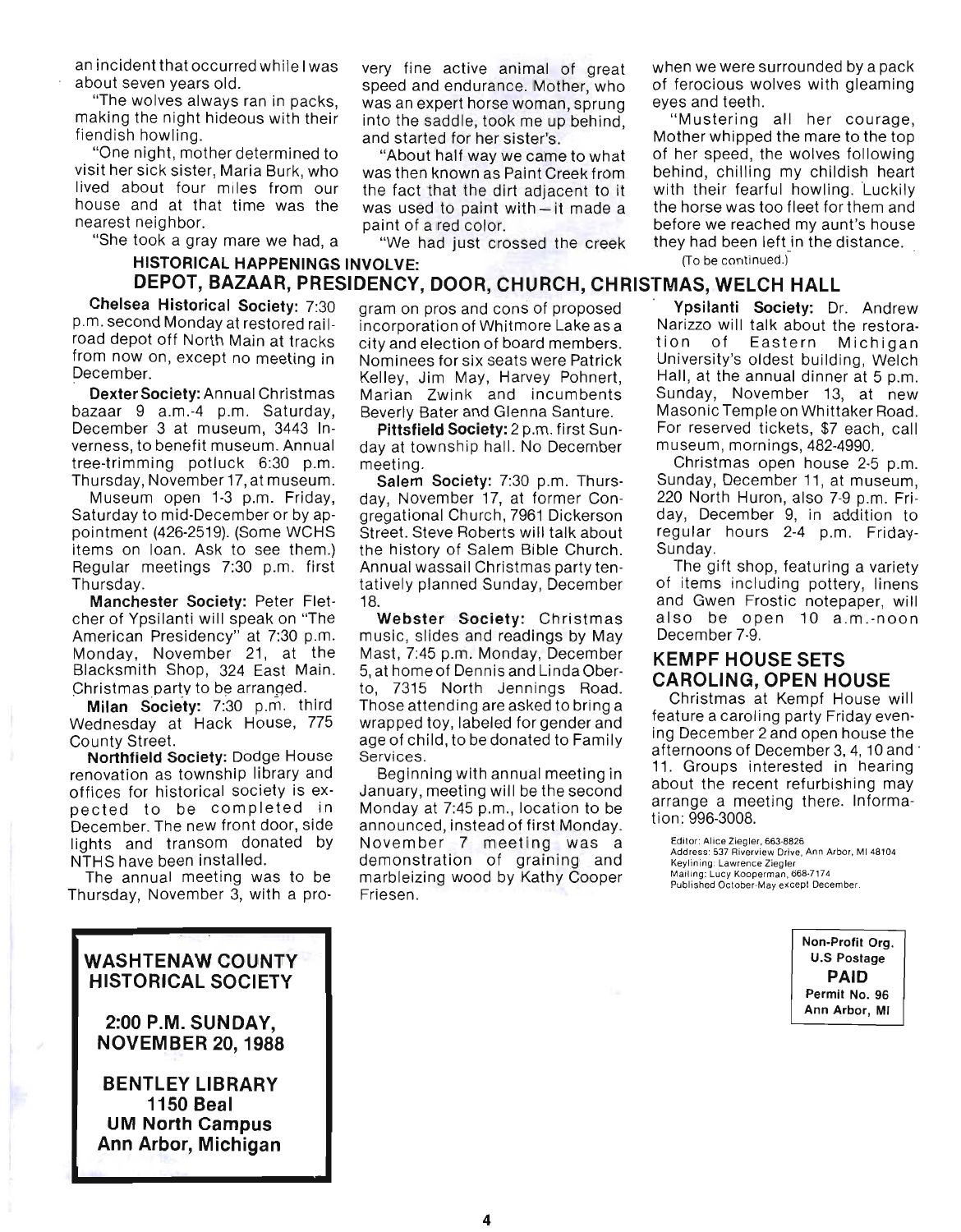an incident that occurred while I was about seven years old.

"The wolves always ran in packs, making the night hideous with their fiendish howling.

"One night, mother determined to visit her sick sister, Maria Burk, who lived about four miles from our house and at that time was the nearest neighbor.

"She took a gray mare we had, a very fine active animal of great speed and endurance. Mother, who was an expert horse woman, sprung into the saddle, took me up behind, and started for her sister's.

"About half way we came to what was then known as Paint Creek from the fact that the dirt adjacent to it was used to paint with—it made a paint of a red color.

"We had just crossed the creek when we were surrounded by a pack of ferocious wolves with gleaming eyes and teeth.

"Mustering all her courage, Mother whipped the mare to the top of her speed, the wolves following behind, chilling my childish heart with their fearful howling. Luckily the horse was too fleet for them and before we reached my aunt's house they had been left in the distance.

(To be continued.)

## HISTORICAL HAPPENINGS INVOLVE: DEPOT, BAZAAR, PRESIDENCY, DOOR, CHURCH, CHRISTMAS, WELCH HALL

**Chelsea Historical Society:** 7:30 p.m. second Monday at restored railroad depot off North Main at tracks from now on, except no meeting in December.

**Dexter Society:** Annual Christmas bazaar 9 a.m.-4 p.m. Saturday, December 3 at museum, 3443 Inverness, to benefit museum. Annual tree-trimming potluck 6:30 p.m. Thursday, November 17, at museum.

Museum open 1-3 p.m. Friday, Saturday to mid-December or by appointment (426-2519). (Some WCHS items on loan. Ask to see them.) Regular meetings 7:30 p.m. first Thursday.

**Manchester Society:** Peter Fletcher of Ypsilanti will speak on "The American Presidency" at 7:30 p.m. Monday, November 21, at the Blacksmith Shop, 324 East Main. Christmas party to be arranged.

**Milan Society:** 7:30 p.m. third Wednesday at Hack House, 775 County Street.

**Northfield Society:** Dodge House renovation as township library and offices for historical society is expected to be completed in December. The new front door, side lights and transom donated by NTHS have been installed.

The annual meeting was to be Thursday, November 3, with a program on pros and cons of proposed incorporation of Whitmore Lake as a city and election of board members. Nominees for six seats were Patrick Kelley, Jim May, Harvey Pohnert, Marian Zwink and incumbents Beverly Bater and Glenna Santure.

**Pittsfield Society:** 2 p.m. first Sunday at township hall. No December meeting.

**Salem Society:** 7:30 p.m. Thursday, November 17, at former Congregational Church, 7961 Dickerson Street. Steve Roberts will talk about the history of Salem Bible Church. Annual wassail Christmas party tentatively planned Sunday, December 18.

**Webster Society:** Christmas music, slides and readings by May Mast, 7:45 p.m. Monday, December 5, at home of Dennis and Linda Oberto, 7315 North Jennings Road. Those attending are asked to bring a wrapped toy, labeled for gender and age of child, to be donated to Family Services.

Beginning with annual meeting in January, meeting will be the second Monday at 7:45 p.m., location to be announced, instead of first Monday. November 7 meeting was a demonstration of graining and marbleizing wood by Kathy Cooper Friesen.

**Ypsilanti Society:** Dr. Andrew Narizzo will talk about the restoration of Eastern Michigan University's oldest building, Welch Hall, at the annual dinner at 5 p.m. Sunday, November 13, at new Masonic Temple on Whittaker Road. For reserved tickets, $7 each, call museum, mornings, 482-4990.

Christmas open house 2-5 p.m. Sunday, December 11, at museum, 220 North Huron, also 7-9 p.m. Friday, December 9, in addition to regular hours 2-4 p.m. Friday-Sunday.

The gift shop, featuring a variety of items including pottery, linens and Gwen Frostic notepaper, will also be open 10 a.m.-noon December 7-9.

## KEMPF HOUSE SETS CAROLING, OPEN HOUSE

Christmas at Kempf House will feature a caroling party Friday evening December 2 and open house the afternoons of December 3, 4, 10 and 11. Groups interested in hearing about the recent refurbishing may arrange a meeting there. Information: 996-3008.

Editor: Alice Ziegler, 663-8826
Address: 537 Riverview Drive, Ann Arbor, MI 48104
Keylining: Lawrence Ziegler
Mailing: Lucy Kooperman, 668-7174
Published October-May except December.

**WASHTENAW COUNTY HISTORICAL SOCIETY**

**2:00 P.M. SUNDAY, NOVEMBER 20, 1988**

**BENTLEY LIBRARY**
**1150 Beal**
**UM North Campus**
**Ann Arbor, Michigan**

Non-Profit Org.
U.S Postage
**PAID**
Permit No. 96
Ann Arbor, MI